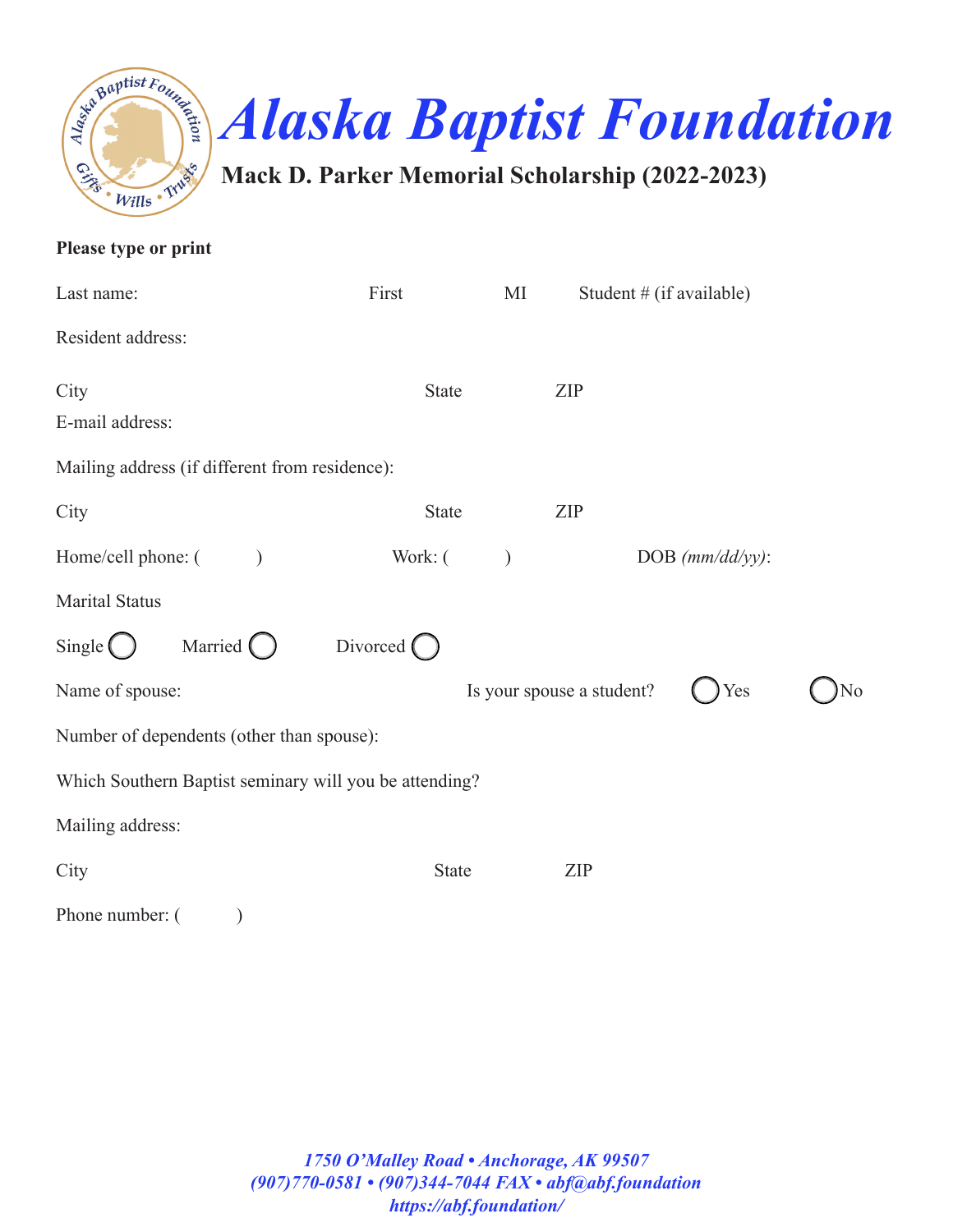# Alaska Baptist Foundation

## Mack D. Parker Memorial Scholarship (2022-2023)

**Please type or print**

Last name: First MI Student # (if available)

Resident address:

City State ZIP

E-mail address:

Mailing address (if different from residence):

City State ZIP

Home/cell phone: ( ) Work: ( ) DOB *(mm/dd/yy)*:

Marital Status

Single ◯ Married ◯ Divorced ◯

Name of spouse: Is your spouse a student? ◯ Yes ◯ No

Number of dependents (other than spouse):

Which Southern Baptist seminary will you be attending?

Mailing address:

City State ZIP

Phone number: ( )

*1750 O'Malley Road • Anchorage, AK 99507*
*(907)770-0581 • (907)344-7044 FAX • abf@abf.foundation*
*https://abf.foundation/*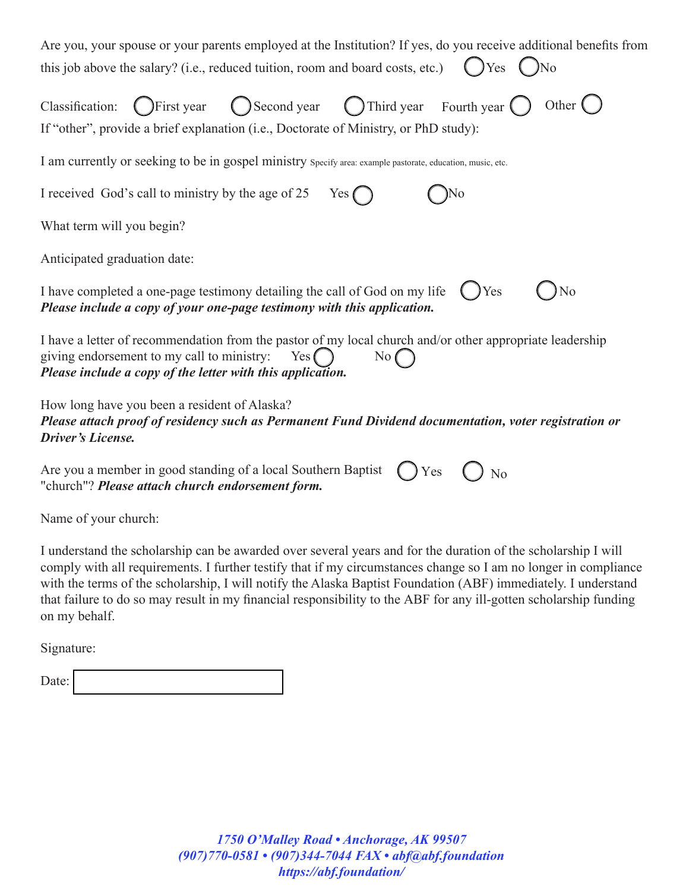Are you, your spouse or your parents employed at the Institution? If yes, do you receive additional benefits from this job above the salary? (i.e., reduced tuition, room and board costs, etc.) ◯ Yes ◯ No

Classification: ◯ First year ◯ Second year ◯ Third year Fourth year ◯ Other ◯

If "other", provide a brief explanation (i.e., Doctorate of Ministry, or PhD study):

I am currently or seeking to be in gospel ministry Specify area: example pastorate, education, music, etc.

I received God's call to ministry by the age of 25 Yes ◯ ◯ No

What term will you begin?

Anticipated graduation date:

I have completed a one-page testimony detailing the call of God on my life ◯ Yes ◯ No

***Please include a copy of your one-page testimony with this application.***

I have a letter of recommendation from the pastor of my local church and/or other appropriate leadership giving endorsement to my call to ministry: Yes ◯ No ◯

***Please include a copy of the letter with this application.***

How long have you been a resident of Alaska?

***Please attach proof of residency such as Permanent Fund Dividend documentation, voter registration or Driver's License.***

Are you a member in good standing of a local Southern Baptist "church"? ***Please attach church endorsement form.*** ◯ Yes ◯ No

Name of your church:

I understand the scholarship can be awarded over several years and for the duration of the scholarship I will comply with all requirements. I further testify that if my circumstances change so I am no longer in compliance with the terms of the scholarship, I will notify the Alaska Baptist Foundation (ABF) immediately. I understand that failure to do so may result in my financial responsibility to the ABF for any ill-gotten scholarship funding on my behalf.

Signature:

Date:

*1750 O'Malley Road • Anchorage, AK 99507*
*(907)770-0581 • (907)344-7044 FAX • abf@abf.foundation*
*https://abf.foundation/*